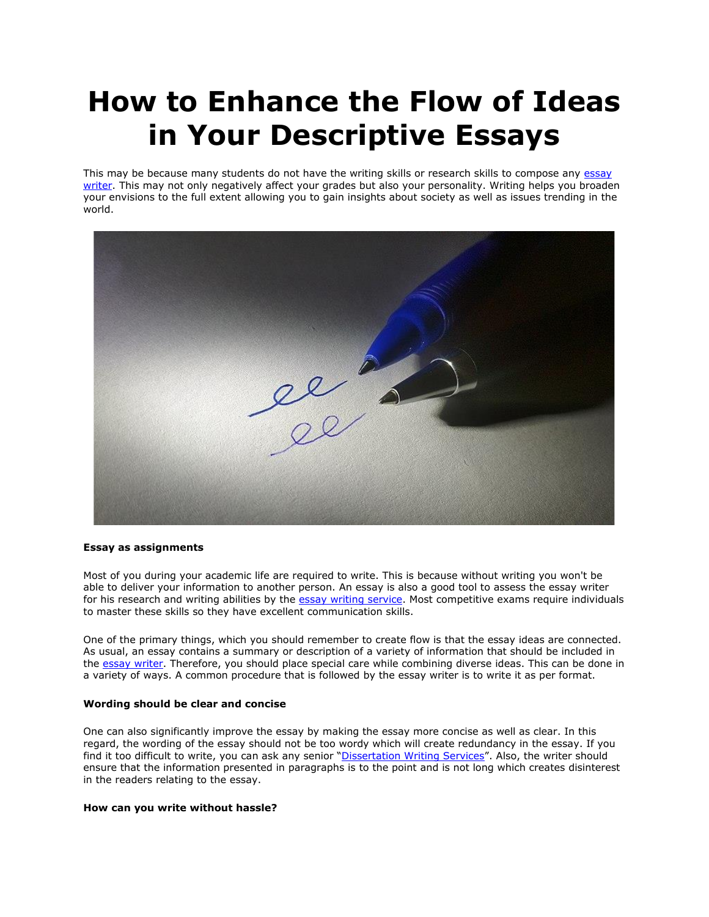# How to Enhance the Flow of Ideas in Your Descriptive Essays

This may be because many students do not have the writing skills or research skills to compose any essay writer. This may not only negatively affect your grades but also your personality. Writing helps you broaden your envisions to the full extent allowing you to gain insights about society as well as issues trending in the world.

**Essay as assignments**

Most of you during your academic life are required to write. This is because without writing you won't be able to deliver your information to another person. An essay is also a good tool to assess the essay writer for his research and writing abilities by the essay writing service. Most competitive exams require individuals to master these skills so they have excellent communication skills.

One of the primary things, which you should remember to create flow is that the essay ideas are connected. As usual, an essay contains a summary or description of a variety of information that should be included in the essay writer. Therefore, you should place special care while combining diverse ideas. This can be done in a variety of ways. A common procedure that is followed by the essay writer is to write it as per format.

**Wording should be clear and concise**

One can also significantly improve the essay by making the essay more concise as well as clear. In this regard, the wording of the essay should not be too wordy which will create redundancy in the essay. If you find it too difficult to write, you can ask any senior "Dissertation Writing Services". Also, the writer should ensure that the information presented in paragraphs is to the point and is not long which creates disinterest in the readers relating to the essay.

**How can you write without hassle?**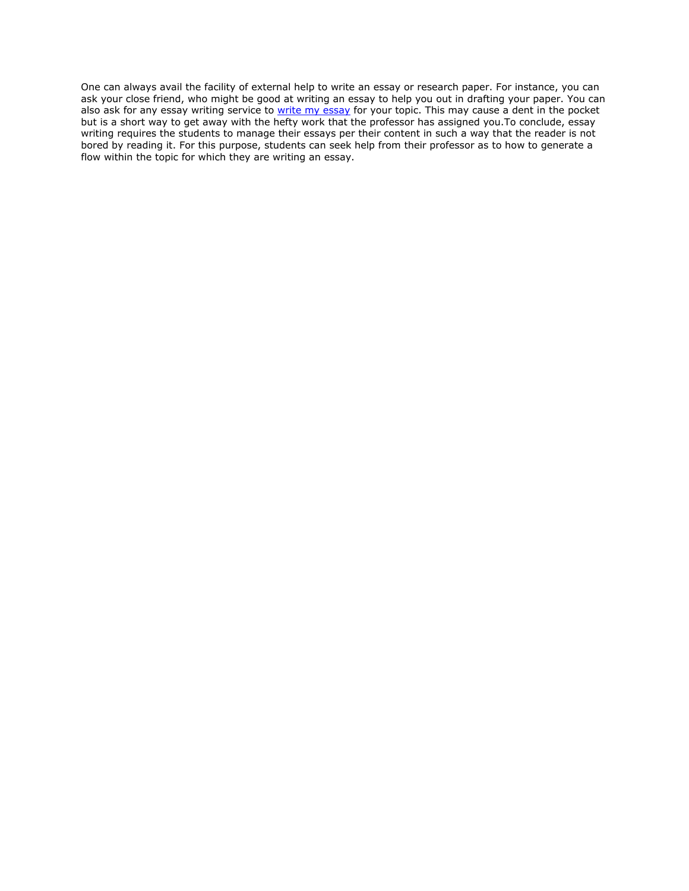One can always avail the facility of external help to write an essay or research paper. For instance, you can ask your close friend, who might be good at writing an essay to help you out in drafting your paper. You can also ask for any essay writing service to write my essay for your topic. This may cause a dent in the pocket but is a short way to get away with the hefty work that the professor has assigned you.To conclude, essay writing requires the students to manage their essays per their content in such a way that the reader is not bored by reading it. For this purpose, students can seek help from their professor as to how to generate a flow within the topic for which they are writing an essay.